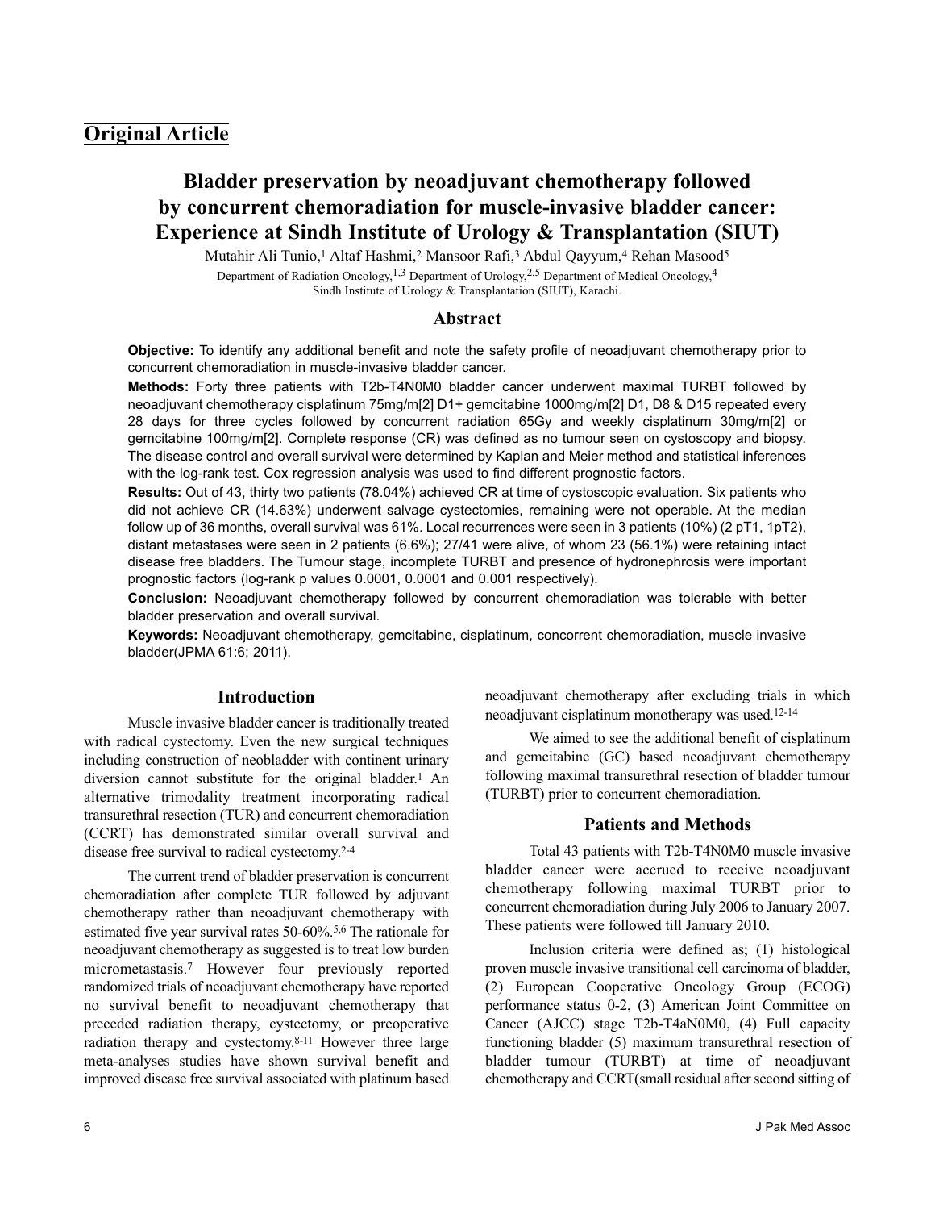## Original Article

# Bladder preservation by neoadjuvant chemotherapy followed by concurrent chemoradiation for muscle-invasive bladder cancer: Experience at Sindh Institute of Urology & Transplantation (SIUT)

Mutahir Ali Tunio,[1] Altaf Hashmi,[2] Mansoor Rafi,[3] Abdul Qayyum,[4] Rehan Masood[5]

Department of Radiation Oncology,[1,3] Department of Urology,[2,5] Department of Medical Oncology,[4] Sindh Institute of Urology & Transplantation (SIUT), Karachi.

## Abstract

**Objective:** To identify any additional benefit and note the safety profile of neoadjuvant chemotherapy prior to concurrent chemoradiation in muscle-invasive bladder cancer.

**Methods:** Forty three patients with T2b-T4N0M0 bladder cancer underwent maximal TURBT followed by neoadjuvant chemotherapy cisplatinum 75mg/m[2] D1+ gemcitabine 1000mg/m[2] D1, D8 & D15 repeated every 28 days for three cycles followed by concurrent radiation 65Gy and weekly cisplatinum 30mg/m[2] or gemcitabine 100mg/m[2]. Complete response (CR) was defined as no tumour seen on cystoscopy and biopsy. The disease control and overall survival were determined by Kaplan and Meier method and statistical inferences with the log-rank test. Cox regression analysis was used to find different prognostic factors.

**Results:** Out of 43, thirty two patients (78.04%) achieved CR at time of cystoscopic evaluation. Six patients who did not achieve CR (14.63%) underwent salvage cystectomies, remaining were not operable. At the median follow up of 36 months, overall survival was 61%. Local recurrences were seen in 3 patients (10%) (2 pT1, 1pT2), distant metastases were seen in 2 patients (6.6%); 27/41 were alive, of whom 23 (56.1%) were retaining intact disease free bladders. The Tumour stage, incomplete TURBT and presence of hydronephrosis were important prognostic factors (log-rank p values 0.0001, 0.0001 and 0.001 respectively).

**Conclusion:** Neoadjuvant chemotherapy followed by concurrent chemoradiation was tolerable with better bladder preservation and overall survival.

**Keywords:** Neoadjuvant chemotherapy, gemcitabine, cisplatinum, concorrent chemoradiation, muscle invasive bladder(JPMA 61:6; 2011).

## Introduction

Muscle invasive bladder cancer is traditionally treated with radical cystectomy. Even the new surgical techniques including construction of neobladder with continent urinary diversion cannot substitute for the original bladder.[1] An alternative trimodality treatment incorporating radical transurethral resection (TUR) and concurrent chemoradiation (CCRT) has demonstrated similar overall survival and disease free survival to radical cystectomy.[2-4]

The current trend of bladder preservation is concurrent chemoradiation after complete TUR followed by adjuvant chemotherapy rather than neoadjuvant chemotherapy with estimated five year survival rates 50-60%.[5,6] The rationale for neoadjuvant chemotherapy as suggested is to treat low burden micrometastasis.[7] However four previously reported randomized trials of neoadjuvant chemotherapy have reported no survival benefit to neoadjuvant chemotherapy that preceded radiation therapy, cystectomy, or preoperative radiation therapy and cystectomy.[8-11] However three large meta-analyses studies have shown survival benefit and improved disease free survival associated with platinum based neoadjuvant chemotherapy after excluding trials in which neoadjuvant cisplatinum monotherapy was used.[12-14]

We aimed to see the additional benefit of cisplatinum and gemcitabine (GC) based neoadjuvant chemotherapy following maximal transurethral resection of bladder tumour (TURBT) prior to concurrent chemoradiation.

## Patients and Methods

Total 43 patients with T2b-T4N0M0 muscle invasive bladder cancer were accrued to receive neoadjuvant chemotherapy following maximal TURBT prior to concurrent chemoradiation during July 2006 to January 2007. These patients were followed till January 2010.

Inclusion criteria were defined as; (1) histological proven muscle invasive transitional cell carcinoma of bladder, (2) European Cooperative Oncology Group (ECOG) performance status 0-2, (3) American Joint Committee on Cancer (AJCC) stage T2b-T4aN0M0, (4) Full capacity functioning bladder (5) maximum transurethral resection of bladder tumour (TURBT) at time of neoadjuvant chemotherapy and CCRT(small residual after second sitting of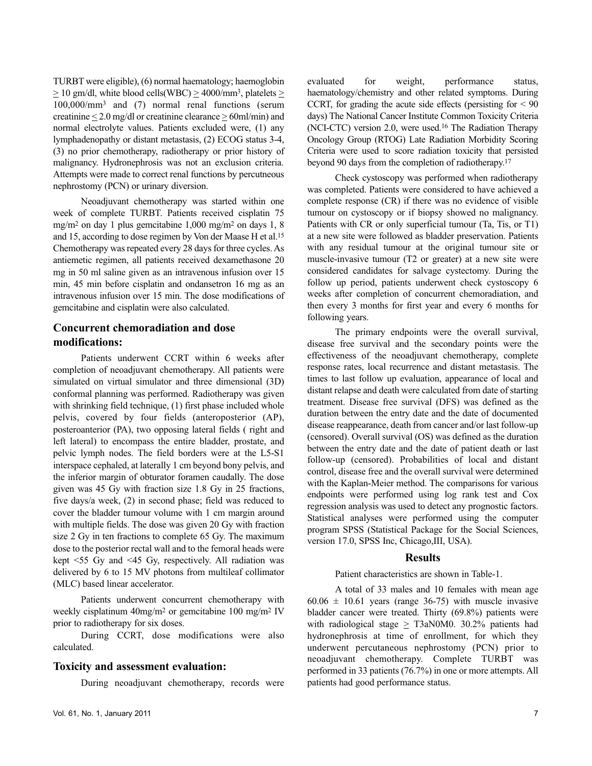TURBT were eligible), (6) normal haematology; haemoglobin $\geq$ 10 gm/dl, white blood cells(WBC) $\geq$ 4000/mm$^3$, platelets $\geq$ 100,000/mm$^3$ and (7) normal renal functions (serum creatinine $\leq$ 2.0 mg/dl or creatinine clearance $\geq$ 60ml/min) and normal electrolyte values. Patients excluded were, (1) any lymphadenopathy or distant metastasis, (2) ECOG status 3-4, (3) no prior chemotherapy, radiotherapy or prior history of malignancy. Hydronephrosis was not an exclusion criteria. Attempts were made to correct renal functions by percutneous nephrostomy (PCN) or urinary diversion.

Neoadjuvant chemotherapy was started within one week of complete TURBT. Patients received cisplatin 75 mg/m$^2$ on day 1 plus gemcitabine 1,000 mg/m$^2$ on days 1, 8 and 15, according to dose regimen by Von der Maase H et al.[15] Chemotherapy was repeated every 28 days for three cycles. As antiemetic regimen, all patients received dexamethasone 20 mg in 50 ml saline given as an intravenous infusion over 15 min, 45 min before cisplatin and ondansetron 16 mg as an intravenous infusion over 15 min. The dose modifications of gemcitabine and cisplatin were also calculated.

## Concurrent chemoradiation and dose modifications:

Patients underwent CCRT within 6 weeks after completion of neoadjuvant chemotherapy. All patients were simulated on virtual simulator and three dimensional (3D) conformal planning was performed. Radiotherapy was given with shrinking field technique, (1) first phase included whole pelvis, covered by four fields (anteroposterior (AP), posteroanterior (PA), two opposing lateral fields ( right and left lateral) to encompass the entire bladder, prostate, and pelvic lymph nodes. The field borders were at the L5-S1 interspace cephaled, at laterally 1 cm beyond bony pelvis, and the inferior margin of obturator foramen caudally. The dose given was 45 Gy with fraction size 1.8 Gy in 25 fractions, five days/a week, (2) in second phase; field was reduced to cover the bladder tumour volume with 1 cm margin around with multiple fields. The dose was given 20 Gy with fraction size 2 Gy in ten fractions to complete 65 Gy. The maximum dose to the posterior rectal wall and to the femoral heads were kept <55 Gy and <45 Gy, respectively. All radiation was delivered by 6 to 15 MV photons from multileaf collimator (MLC) based linear accelerator.

Patients underwent concurrent chemotherapy with weekly cisplatinum 40mg/m$^2$ or gemcitabine 100 mg/m$^2$ IV prior to radiotherapy for six doses.

During CCRT, dose modifications were also calculated.

## Toxicity and assessment evaluation:

During neoadjuvant chemotherapy, records were evaluated for weight, performance status, haematology/chemistry and other related symptoms. During CCRT, for grading the acute side effects (persisting for < 90 days) The National Cancer Institute Common Toxicity Criteria (NCI-CTC) version 2.0, were used.[16] The Radiation Therapy Oncology Group (RTOG) Late Radiation Morbidity Scoring Criteria were used to score radiation toxicity that persisted beyond 90 days from the completion of radiotherapy.[17]

Check cystoscopy was performed when radiotherapy was completed. Patients were considered to have achieved a complete response (CR) if there was no evidence of visible tumour on cystoscopy or if biopsy showed no malignancy. Patients with CR or only superficial tumour (Ta, Tis, or T1) at a new site were followed as bladder preservation. Patients with any residual tumour at the original tumour site or muscle-invasive tumour (T2 or greater) at a new site were considered candidates for salvage cystectomy. During the follow up period, patients underwent check cystoscopy 6 weeks after completion of concurrent chemoradiation, and then every 3 months for first year and every 6 months for following years.

The primary endpoints were the overall survival, disease free survival and the secondary points were the effectiveness of the neoadjuvant chemotherapy, complete response rates, local recurrence and distant metastasis. The times to last follow up evaluation, appearance of local and distant relapse and death were calculated from date of starting treatment. Disease free survival (DFS) was defined as the duration between the entry date and the date of documented disease reappearance, death from cancer and/or last follow-up (censored). Overall survival (OS) was defined as the duration between the entry date and the date of patient death or last follow-up (censored). Probabilities of local and distant control, disease free and the overall survival were determined with the Kaplan-Meier method. The comparisons for various endpoints were performed using log rank test and Cox regression analysis was used to detect any prognostic factors. Statistical analyses were performed using the computer program SPSS (Statistical Package for the Social Sciences, version 17.0, SPSS Inc, Chicago,III, USA).

## Results

Patient characteristics are shown in Table-1.

A total of 33 males and 10 females with mean age $60.06 \pm 10.61$ years (range 36-75) with muscle invasive bladder cancer were treated. Thirty (69.8%) patients were with radiological stage $\geq$ T3aN0M0. 30.2% patients had hydronephrosis at time of enrollment, for which they underwent percutaneous nephrostomy (PCN) prior to neoadjuvant chemotherapy. Complete TURBT was performed in 33 patients (76.7%) in one or more attempts. All patients had good performance status.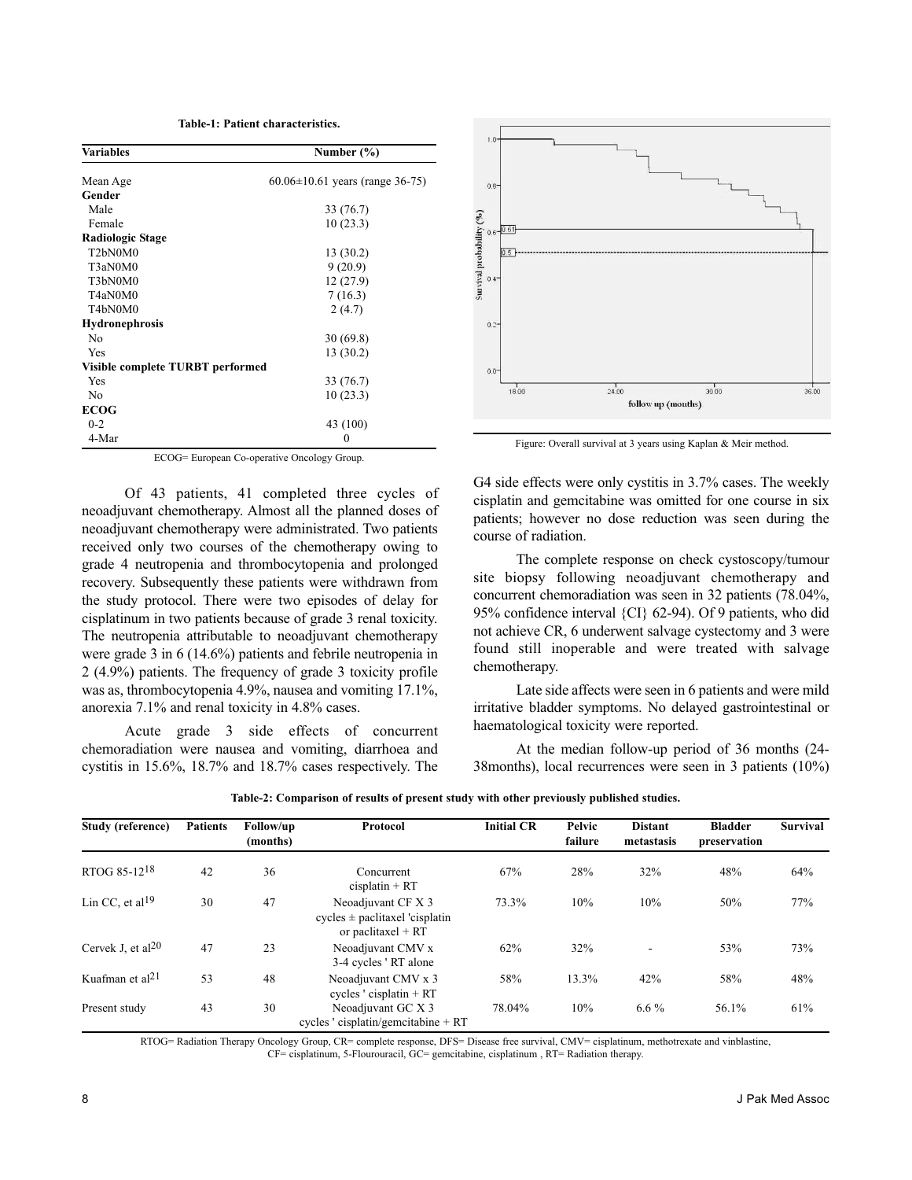**Table-1: Patient characteristics.**

| Variables | Number (%) |
|---|---|
| Mean Age | 60.06±10.61 years (range 36-75) |
| **Gender** | |
| Male | 33 (76.7) |
| Female | 10 (23.3) |
| **Radiologic Stage** | |
| T2bN0M0 | 13 (30.2) |
| T3aN0M0 | 9 (20.9) |
| T3bN0M0 | 12 (27.9) |
| T4aN0M0 | 7 (16.3) |
| T4bN0M0 | 2 (4.7) |
| **Hydronephrosis** | |
| No | 30 (69.8) |
| Yes | 13 (30.2) |
| **Visible complete TURBT performed** | |
| Yes | 33 (76.7) |
| No | 10 (23.3) |
| **ECOG** | |
| 0-2 | 43 (100) |
| 4-Mar | 0 |

ECOG= European Co-operative Oncology Group.

Of 43 patients, 41 completed three cycles of neoadjuvant chemotherapy. Almost all the planned doses of neoadjuvant chemotherapy were administrated. Two patients received only two courses of the chemotherapy owing to grade 4 neutropenia and thrombocytopenia and prolonged recovery. Subsequently these patients were withdrawn from the study protocol. There were two episodes of delay for cisplatinum in two patients because of grade 3 renal toxicity. The neutropenia attributable to neoadjuvant chemotherapy were grade 3 in 6 (14.6%) patients and febrile neutropenia in 2 (4.9%) patients. The frequency of grade 3 toxicity profile was as, thrombocytopenia 4.9%, nausea and vomiting 17.1%, anorexia 7.1% and renal toxicity in 4.8% cases.

Acute grade 3 side effects of concurrent chemoradiation were nausea and vomiting, diarrhoea and cystitis in 15.6%, 18.7% and 18.7% cases respectively. The G4 side effects were only cystitis in 3.7% cases. The weekly cisplatin and gemcitabine was omitted for one course in six patients; however no dose reduction was seen during the course of radiation.

1.0
0.8
0.6
0.61
0.5
0.4
0.2
0.0
Survival probability (%)
18.00
24.00
30.00
36.00
follow up (months)

Figure: Overall survival at 3 years using Kaplan & Meir method.

The complete response on check cystoscopy/tumour site biopsy following neoadjuvant chemotherapy and concurrent chemoradiation was seen in 32 patients (78.04%, 95% confidence interval {CI} 62-94). Of 9 patients, who did not achieve CR, 6 underwent salvage cystectomy and 3 were found still inoperable and were treated with salvage chemotherapy.

Late side affects were seen in 6 patients and were mild irritative bladder symptoms. No delayed gastrointestinal or haematological toxicity were reported.

At the median follow-up period of 36 months (24-38months), local recurrences were seen in 3 patients (10%)

**Table-2: Comparison of results of present study with other previously published studies.**

| Study (reference) | Patients | Follow/up (months) | Protocol | Initial CR | Pelvic failure | Distant metastasis | Bladder preservation | Survival |
|---|---|---|---|---|---|---|---|---|
| RTOG 85-12[18] | 42 | 36 | Concurrent cisplatin + RT | 67% | 28% | 32% | 48% | 64% |
| Lin CC, et al[19] | 30 | 47 | Neoadjuvant CF X 3 cycles ± paclitaxel 'cisplatin or paclitaxel + RT | 73.3% | 10% | 10% | 50% | 77% |
| Cervek J, et al[20] | 47 | 23 | Neoadjuvant CMV x 3-4 cycles ' RT alone | 62% | 32% | - | 53% | 73% |
| Kuafman et al[21] | 53 | 48 | Neoadjuvant CMV x 3 cycles ' cisplatin + RT | 58% | 13.3% | 42% | 58% | 48% |
| Present study | 43 | 30 | Neoadjuvant GC X 3 cycles ' cisplatin/gemcitabine + RT | 78.04% | 10% | 6.6 % | 56.1% | 61% |

RTOG= Radiation Therapy Oncology Group, CR= complete response, DFS= Disease free survival, CMV= cisplatinum, methotrexate and vinblastine, CF= cisplatinum, 5-Flourouracil, GC= gemcitabine, cisplatinum , RT= Radiation therapy.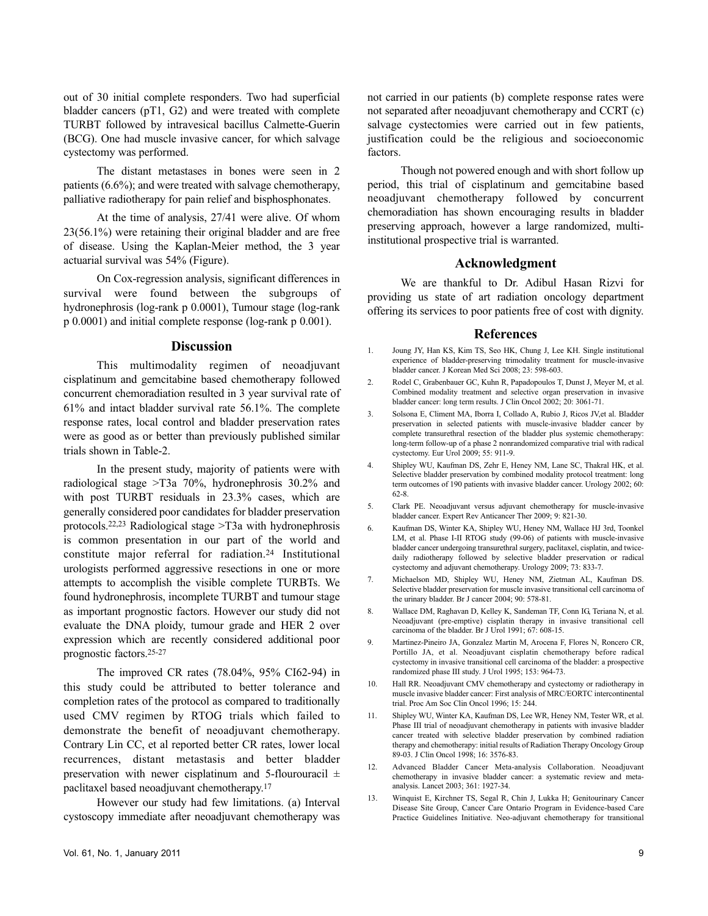out of 30 initial complete responders. Two had superficial bladder cancers (pT1, G2) and were treated with complete TURBT followed by intravesical bacillus Calmette-Guerin (BCG). One had muscle invasive cancer, for which salvage cystectomy was performed.

The distant metastases in bones were seen in 2 patients (6.6%); and were treated with salvage chemotherapy, palliative radiotherapy for pain relief and bisphosphonates.

At the time of analysis, 27/41 were alive. Of whom 23(56.1%) were retaining their original bladder and are free of disease. Using the Kaplan-Meier method, the 3 year actuarial survival was 54% (Figure).

On Cox-regression analysis, significant differences in survival were found between the subgroups of hydronephrosis (log-rank p 0.0001), Tumour stage (log-rank p 0.0001) and initial complete response (log-rank p 0.001).

## Discussion

This multimodality regimen of neoadjuvant cisplatinum and gemcitabine based chemotherapy followed concurrent chemoradiation resulted in 3 year survival rate of 61% and intact bladder survival rate 56.1%. The complete response rates, local control and bladder preservation rates were as good as or better than previously published similar trials shown in Table-2.

In the present study, majority of patients were with radiological stage >T3a 70%, hydronephrosis 30.2% and with post TURBT residuals in 23.3% cases, which are generally considered poor candidates for bladder preservation protocols.[22,23] Radiological stage >T3a with hydronephrosis is common presentation in our part of the world and constitute major referral for radiation.[24] Institutional urologists performed aggressive resections in one or more attempts to accomplish the visible complete TURBTs. We found hydronephrosis, incomplete TURBT and tumour stage as important prognostic factors. However our study did not evaluate the DNA ploidy, tumour grade and HER 2 over expression which are recently considered additional poor prognostic factors.[25-27]

The improved CR rates (78.04%, 95% CI62-94) in this study could be attributed to better tolerance and completion rates of the protocol as compared to traditionally used CMV regimen by RTOG trials which failed to demonstrate the benefit of neoadjuvant chemotherapy. Contrary Lin CC, et al reported better CR rates, lower local recurrences, distant metastasis and better bladder preservation with newer cisplatinum and 5-flourouracil ± paclitaxel based neoadjuvant chemotherapy.[17]

However our study had few limitations. (a) Interval cystoscopy immediate after neoadjuvant chemotherapy was not carried in our patients (b) complete response rates were not separated after neoadjuvant chemotherapy and CCRT (c) salvage cystectomies were carried out in few patients, justification could be the religious and socioeconomic factors.

Though not powered enough and with short follow up period, this trial of cisplatinum and gemcitabine based neoadjuvant chemotherapy followed by concurrent chemoradiation has shown encouraging results in bladder preserving approach, however a large randomized, multi-institutional prospective trial is warranted.

## Acknowledgment

We are thankful to Dr. Adibul Hasan Rizvi for providing us state of art radiation oncology department offering its services to poor patients free of cost with dignity.

## References

1. Joung JY, Han KS, Kim TS, Seo HK, Chung J, Lee KH. Single institutional experience of bladder-preserving trimodality treatment for muscle-invasive bladder cancer. J Korean Med Sci 2008; 23: 598-603.
2. Rodel C, Grabenbauer GC, Kuhn R, Papadopoulos T, Dunst J, Meyer M, et al. Combined modality treatment and selective organ preservation in invasive bladder cancer: long term results. J Clin Oncol 2002; 20: 3061-71.
3. Solsona E, Climent MA, Iborra I, Collado A, Rubio J, Ricos JV,et al. Bladder preservation in selected patients with muscle-invasive bladder cancer by complete transurethral resection of the bladder plus systemic chemotherapy: long-term follow-up of a phase 2 nonrandomized comparative trial with radical cystectomy. Eur Urol 2009; 55: 911-9.
4. Shipley WU, Kaufman DS, Zehr E, Heney NM, Lane SC, Thakral HK, et al. Selective bladder preservation by combined modality protocol treatment: long term outcomes of 190 patients with invasive bladder cancer. Urology 2002; 60: 62-8.
5. Clark PE. Neoadjuvant versus adjuvant chemotherapy for muscle-invasive bladder cancer. Expert Rev Anticancer Ther 2009; 9: 821-30.
6. Kaufman DS, Winter KA, Shipley WU, Heney NM, Wallace HJ 3rd, Toonkel LM, et al. Phase I-II RTOG study (99-06) of patients with muscle-invasive bladder cancer undergoing transurethral surgery, paclitaxel, cisplatin, and twice-daily radiotherapy followed by selective bladder preservation or radical cystectomy and adjuvant chemotherapy. Urology 2009; 73: 833-7.
7. Michaelson MD, Shipley WU, Heney NM, Zietman AL, Kaufman DS. Selective bladder preservation for muscle invasive transitional cell carcinoma of the urinary bladder. Br J cancer 2004; 90: 578-81.
8. Wallace DM, Raghavan D, Kelley K, Sandeman TF, Conn IG, Teriana N, et al. Neoadjuvant (pre-emptive) cisplatin therapy in invasive transitional cell carcinoma of the bladder. Br J Urol 1991; 67: 608-15.
9. Martinez-Pineiro JA, Gonzalez Martin M, Arocena F, Flores N, Roncero CR, Portillo JA, et al. Neoadjuvant cisplatin chemotherapy before radical cystectomy in invasive transitional cell carcinoma of the bladder: a prospective randomized phase III study. J Urol 1995; 153: 964-73.
10. Hall RR. Neoadjuvant CMV chemotherapy and cystectomy or radiotherapy in muscle invasive bladder cancer: First analysis of MRC/EORTC intercontinental trial. Proc Am Soc Clin Oncol 1996; 15: 244.
11. Shipley WU, Winter KA, Kaufman DS, Lee WR, Heney NM, Tester WR, et al. Phase III trial of neoadjuvant chemotherapy in patients with invasive bladder cancer treated with selective bladder preservation by combined radiation therapy and chemotherapy: initial results of Radiation Therapy Oncology Group 89-03. J Clin Oncol 1998; 16: 3576-83.
12. Advanced Bladder Cancer Meta-analysis Collaboration. Neoadjuvant chemotherapy in invasive bladder cancer: a systematic review and meta-analysis. Lancet 2003; 361: 1927-34.
13. Winquist E, Kirchner TS, Segal R, Chin J, Lukka H; Genitourinary Cancer Disease Site Group, Cancer Care Ontario Program in Evidence-based Care Practice Guidelines Initiative. Neo-adjuvant chemotherapy for transitional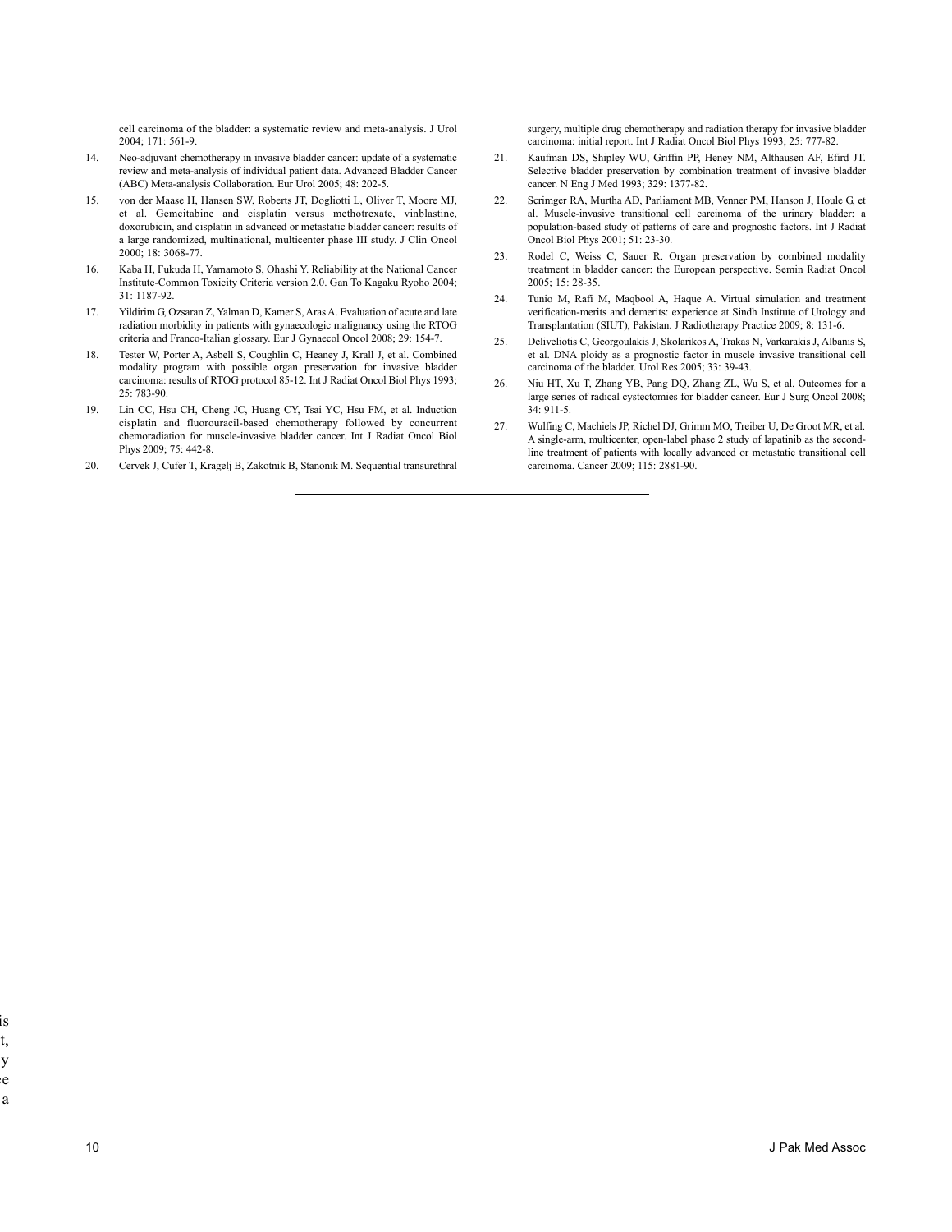cell carcinoma of the bladder: a systematic review and meta-analysis. J Urol 2004; 171: 561-9.

14. Neo-adjuvant chemotherapy in invasive bladder cancer: update of a systematic review and meta-analysis of individual patient data. Advanced Bladder Cancer (ABC) Meta-analysis Collaboration. Eur Urol 2005; 48: 202-5.

15. von der Maase H, Hansen SW, Roberts JT, Dogliotti L, Oliver T, Moore MJ, et al. Gemcitabine and cisplatin versus methotrexate, vinblastine, doxorubicin, and cisplatin in advanced or metastatic bladder cancer: results of a large randomized, multinational, multicenter phase III study. J Clin Oncol 2000; 18: 3068-77.

16. Kaba H, Fukuda H, Yamamoto S, Ohashi Y. Reliability at the National Cancer Institute-Common Toxicity Criteria version 2.0. Gan To Kagaku Ryoho 2004; 31: 1187-92.

17. Yildirim G, Ozsaran Z, Yalman D, Kamer S, Aras A. Evaluation of acute and late radiation morbidity in patients with gynaecologic malignancy using the RTOG criteria and Franco-Italian glossary. Eur J Gynaecol Oncol 2008; 29: 154-7.

18. Tester W, Porter A, Asbell S, Coughlin C, Heaney J, Krall J, et al. Combined modality program with possible organ preservation for invasive bladder carcinoma: results of RTOG protocol 85-12. Int J Radiat Oncol Biol Phys 1993; 25: 783-90.

19. Lin CC, Hsu CH, Cheng JC, Huang CY, Tsai YC, Hsu FM, et al. Induction cisplatin and fluorouracil-based chemotherapy followed by concurrent chemoradiation for muscle-invasive bladder cancer. Int J Radiat Oncol Biol Phys 2009; 75: 442-8.

20. Cervek J, Cufer T, Kragelj B, Zakotnik B, Stanonik M. Sequential transurethral surgery, multiple drug chemotherapy and radiation therapy for invasive bladder carcinoma: initial report. Int J Radiat Oncol Biol Phys 1993; 25: 777-82.

21. Kaufman DS, Shipley WU, Griffin PP, Heney NM, Althausen AF, Efird JT. Selective bladder preservation by combination treatment of invasive bladder cancer. N Eng J Med 1993; 329: 1377-82.

22. Scrimger RA, Murtha AD, Parliament MB, Venner PM, Hanson J, Houle G, et al. Muscle-invasive transitional cell carcinoma of the urinary bladder: a population-based study of patterns of care and prognostic factors. Int J Radiat Oncol Biol Phys 2001; 51: 23-30.

23. Rodel C, Weiss C, Sauer R. Organ preservation by combined modality treatment in bladder cancer: the European perspective. Semin Radiat Oncol 2005; 15: 28-35.

24. Tunio M, Rafi M, Maqbool A, Haque A. Virtual simulation and treatment verification-merits and demerits: experience at Sindh Institute of Urology and Transplantation (SIUT), Pakistan. J Radiotherapy Practice 2009; 8: 131-6.

25. Deliveliotis C, Georgoulakis J, Skolarikos A, Trakas N, Varkarakis J, Albanis S, et al. DNA ploidy as a prognostic factor in muscle invasive transitional cell carcinoma of the bladder. Urol Res 2005; 33: 39-43.

26. Niu HT, Xu T, Zhang YB, Pang DQ, Zhang ZL, Wu S, et al. Outcomes for a large series of radical cystectomies for bladder cancer. Eur J Surg Oncol 2008; 34: 911-5.

27. Wulfing C, Machiels JP, Richel DJ, Grimm MO, Treiber U, De Groot MR, et al. A single-arm, multicenter, open-label phase 2 study of lapatinib as the second-line treatment of patients with locally advanced or metastatic transitional cell carcinoma. Cancer 2009; 115: 2881-90.